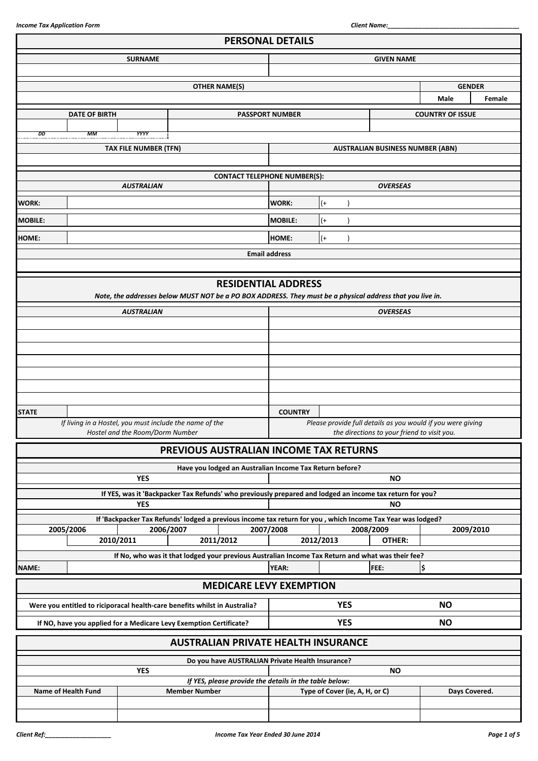## PERSONAL DETAILS

| SURNAME | GIVEN NAME |
|---|---|
| | |

| OTHER NAME(S) | GENDER | |
|---|---|---|
| | Male | Female |

| DATE OF BIRTH | | | PASSPORT NUMBER | COUNTRY OF ISSUE |
|---|---|---|---|---|
| | | | | |
| DD | MM | YYYY | | |

| TAX FILE NUMBER (TFN) | AUSTRALIAN BUSINESS NUMBER (ABN) |
|---|---|
| | |

**CONTACT TELEPHONE NUMBER(S):**

| *AUSTRALIAN* | | *OVERSEAS* | |
|---|---|---|---|
| WORK: | | WORK: | (+ ) |
| MOBILE: | | MOBILE: | (+ ) |
| HOME: | | HOME: | (+ ) |

| Email address |
|---|
| |

## RESIDENTIAL ADDRESS

***Note, the addresses below MUST NOT be a PO BOX ADDRESS. They must be a physical address that you live in.***

| *AUSTRALIAN* | | *OVERSEAS* | |
|---|---|---|---|
| | | | |
| | | | |
| | | | |
| | | | |
| | | | |
| | | | |
| | | | |
| STATE | | COUNTRY | |
| *If living in a Hostel, you must include the name of the Hostel and the Room/Dorm Number* | | *Please provide full details as you would if you were giving the directions to your friend to visit you.* | |

## PREVIOUS AUSTRALIAN INCOME TAX RETURNS

**Have you lodged an Australian Income Tax Return before?**

| YES | NO |
|---|---|

**If YES, was it 'Backpacker Tax Refunds' who previously prepared and lodged an income tax return for you?**

| YES | NO |
|---|---|

**If 'Backpacker Tax Refunds' lodged a previous income tax return for you , which Income Tax Year was lodged?**

| 2005/2006 | 2006/2007 | 2007/2008 | 2008/2009 | 2009/2010 |
|---|---|---|---|---|
| 2010/2011 | 2011/2012 | 2012/2013 | OTHER: | |

**If No, who was it that lodged your previous Australian Income Tax Return and what was their fee?**

| NAME: | | YEAR: | | FEE: | $ |
|---|---|---|---|---|---|

## MEDICARE LEVY EXEMPTION

| | | |
|---|---|---|
| Were you entitled to riciporacal health-care benefits whilst in Australia? | YES | NO |
| If NO, have you applied for a Medicare Levy Exemption Certificate? | YES | NO |

## AUSTRALIAN PRIVATE HEALTH INSURANCE

**Do you have AUSTRALIAN Private Health Insurance?**

| YES | NO |
|---|---|

***If YES, please provide the details in the table below:***

| Name of Health Fund | Member Number | Type of Cover (ie, A, H, or C) | Days Covered. |
|---|---|---|---|
| | | | |
| | | | |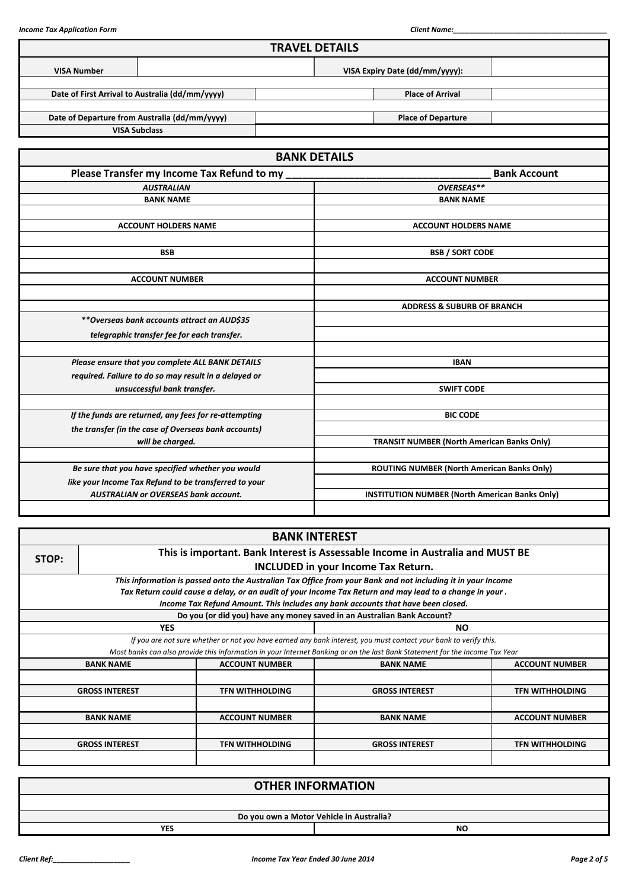## TRAVEL DETAILS

| VISA Number | | VISA Expiry Date (dd/mm/yyyy): | |
|---|---|---|---|
| Date of First Arrival to Australia (dd/mm/yyyy) | | Place of Arrival | |
| Date of Departure from Australia (dd/mm/yyyy) | | Place of Departure | |
| VISA Subclass | | | |

## BANK DETAILS

**Please Transfer my Income Tax Refund to my \_\_\_\_\_\_\_\_\_\_\_\_\_\_\_\_\_\_\_\_\_\_\_\_\_\_\_\_\_\_\_\_\_\_\_\_ Bank Account**

| *AUSTRALIAN* | *OVERSEAS\*\** |
|---|---|
| **BANK NAME** | **BANK NAME** |
| | |
| **ACCOUNT HOLDERS NAME** | **ACCOUNT HOLDERS NAME** |
| | |
| **BSB** | **BSB / SORT CODE** |
| | |
| **ACCOUNT NUMBER** | **ACCOUNT NUMBER** |
| | |
| | **ADDRESS & SUBURB OF BRANCH** |
| *\*\*Overseas bank accounts attract an AUD$35 telegraphic transfer fee for each transfer.* | |
| *Please ensure that you complete ALL BANK DETAILS required. Failure to do so may result in a delayed or unsuccessful bank transfer.* | **IBAN** |
| | **SWIFT CODE** |
| | |
| *If the funds are returned, any fees for re-attempting the transfer (in the case of Overseas bank accounts) will be charged.* | **BIC CODE** |
| | **TRANSIT NUMBER (North American Banks Only)** |
| | |
| *Be sure that you have specified whether you would like your Income Tax Refund to be transferred to your AUSTRALIAN or OVERSEAS bank account.* | **ROUTING NUMBER (North American Banks Only)** |
| | **INSTITUTION NUMBER (North American Banks Only)** |
| | |

## BANK INTEREST

**STOP: This is important. Bank Interest is Assessable Income in Australia and MUST BE INCLUDED in your Income Tax Return.**

*This information is passed onto the Australian Tax Office from your Bank and not including it in your Income Tax Return could cause a delay, or an audit of your Income Tax Return and may lead to a change in your . Income Tax Refund Amount. This includes any bank accounts that have been closed.*

**Do you (or did you) have any money saved in an Australian Bank Account?**

| YES | NO |
|---|---|

*If you are not sure whether or not you have earned any bank interest, you must contact your bank to verify this.*
*Most banks can also provide this information in your Internet Banking or on the last Bank Statement for the Income Tax Year*

| BANK NAME | ACCOUNT NUMBER | BANK NAME | ACCOUNT NUMBER |
|---|---|---|---|
| | | | |
| **GROSS INTEREST** | **TFN WITHHOLDING** | **GROSS INTEREST** | **TFN WITHHOLDING** |
| | | | |
| **BANK NAME** | **ACCOUNT NUMBER** | **BANK NAME** | **ACCOUNT NUMBER** |
| | | | |
| **GROSS INTEREST** | **TFN WITHHOLDING** | **GROSS INTEREST** | **TFN WITHHOLDING** |
| | | | |

## OTHER INFORMATION

**Do you own a Motor Vehicle in Australia?**

| YES | NO |
|---|---|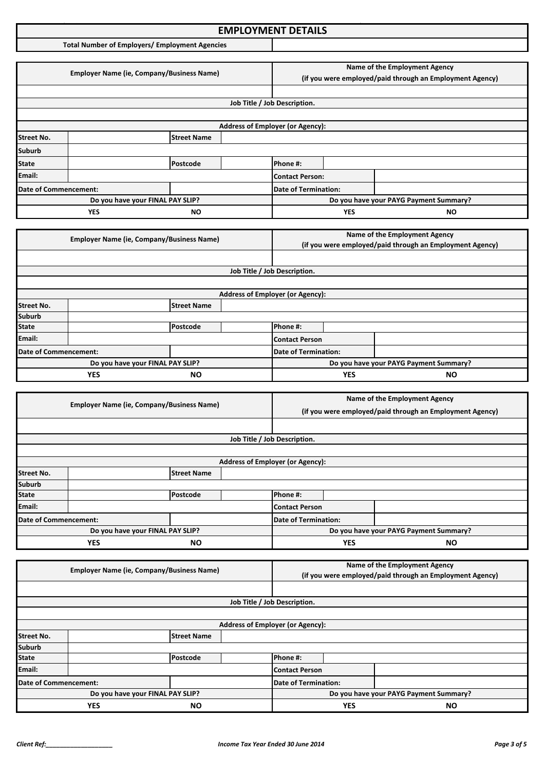# EMPLOYMENT DETAILS

| Total Number of Employers/ Employment Agencies | |
|---|---|

| Employer Name (ie, Company/Business Name) | | | | Name of the Employment Agency (if you were employed/paid through an Employment Agency) | |
|---|---|---|---|---|---|
| | | | | | |
| Job Title / Job Description. | | | | | |
| | | | | | |
| Address of Employer (or Agency): | | | | | |
| Street No. | | Street Name | | | |
| Suburb | | | | | |
| State | | Postcode | | Phone #: | |
| Email: | | | | Contact Person: | |
| Date of Commencement: | | | | Date of Termination: | |
| Do you have your FINAL PAY SLIP? | | | | Do you have your PAYG Payment Summary? | |
| YES | | NO | | YES | NO |

| Employer Name (ie, Company/Business Name) | | | | Name of the Employment Agency (if you were employed/paid through an Employment Agency) | |
|---|---|---|---|---|---|
| | | | | | |
| Job Title / Job Description. | | | | | |
| | | | | | |
| Address of Employer (or Agency): | | | | | |
| Street No. | | Street Name | | | |
| Suburb | | | | | |
| State | | Postcode | | Phone #: | |
| Email: | | | | Contact Person | |
| Date of Commencement: | | | | Date of Termination: | |
| Do you have your FINAL PAY SLIP? | | | | Do you have your PAYG Payment Summary? | |
| YES | | NO | | YES | NO |

| Employer Name (ie, Company/Business Name) | | | | Name of the Employment Agency (if you were employed/paid through an Employment Agency) | |
|---|---|---|---|---|---|
| | | | | | |
| Job Title / Job Description. | | | | | |
| | | | | | |
| Address of Employer (or Agency): | | | | | |
| Street No. | | Street Name | | | |
| Suburb | | | | | |
| State | | Postcode | | Phone #: | |
| Email: | | | | Contact Person | |
| Date of Commencement: | | | | Date of Termination: | |
| Do you have your FINAL PAY SLIP? | | | | Do you have your PAYG Payment Summary? | |
| YES | | NO | | YES | NO |

| Employer Name (ie, Company/Business Name) | | | | Name of the Employment Agency (if you were employed/paid through an Employment Agency) | |
|---|---|---|---|---|---|
| | | | | | |
| Job Title / Job Description. | | | | | |
| | | | | | |
| Address of Employer (or Agency): | | | | | |
| Street No. | | Street Name | | | |
| Suburb | | | | | |
| State | | Postcode | | Phone #: | |
| Email: | | | | Contact Person | |
| Date of Commencement: | | | | Date of Termination: | |
| Do you have your FINAL PAY SLIP? | | | | Do you have your PAYG Payment Summary? | |
| YES | | NO | | YES | NO |

*Client Ref:____________________*

*Income Tax Year Ended 30 June 2014*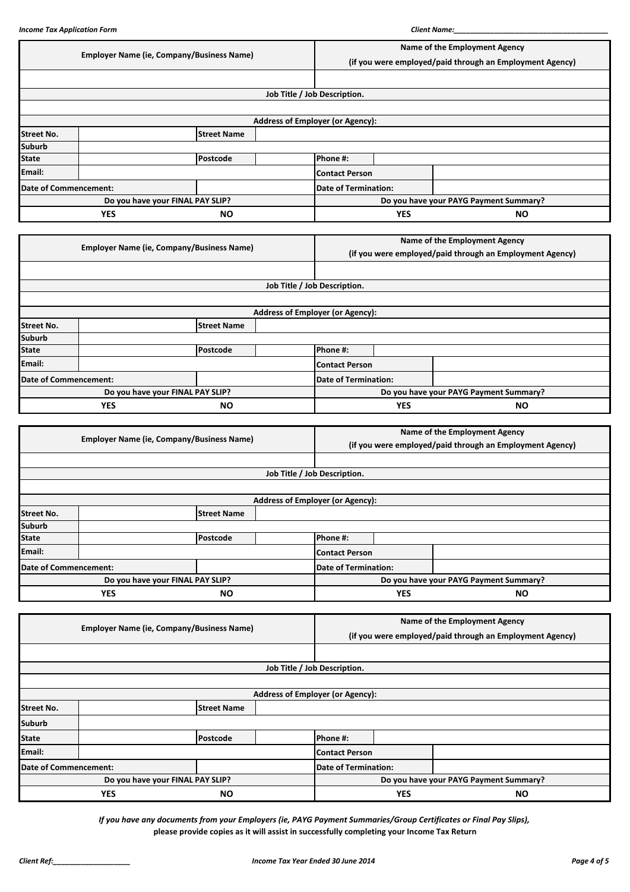| Employer Name (ie, Company/Business Name) | | | | Name of the Employment Agency (if you were employed/paid through an Employment Agency) | | |
|---|---|---|---|---|---|---|
| | | | | | | |
| Job Title / Job Description. | | | | | | |
| | | | | | | |
| Address of Employer (or Agency): | | | | | | |
| Street No. | | Street Name | | | | |
| Suburb | | | | | | |
| State | | Postcode | | Phone #: | | |
| Email: | | | | Contact Person | | |
| Date of Commencement: | | | | Date of Termination: | | |
| Do you have your FINAL PAY SLIP? | | | | Do you have your PAYG Payment Summary? | | |
| YES | | NO | | YES | | NO |

| Employer Name (ie, Company/Business Name) | | | | Name of the Employment Agency (if you were employed/paid through an Employment Agency) | | |
|---|---|---|---|---|---|---|
| | | | | | | |
| Job Title / Job Description. | | | | | | |
| | | | | | | |
| Address of Employer (or Agency): | | | | | | |
| Street No. | | Street Name | | | | |
| Suburb | | | | | | |
| State | | Postcode | | Phone #: | | |
| Email: | | | | Contact Person | | |
| Date of Commencement: | | | | Date of Termination: | | |
| Do you have your FINAL PAY SLIP? | | | | Do you have your PAYG Payment Summary? | | |
| YES | | NO | | YES | | NO |

| Employer Name (ie, Company/Business Name) | | | | Name of the Employment Agency (if you were employed/paid through an Employment Agency) | | |
|---|---|---|---|---|---|---|
| | | | | | | |
| Job Title / Job Description. | | | | | | |
| | | | | | | |
| Address of Employer (or Agency): | | | | | | |
| Street No. | | Street Name | | | | |
| Suburb | | | | | | |
| State | | Postcode | | Phone #: | | |
| Email: | | | | Contact Person | | |
| Date of Commencement: | | | | Date of Termination: | | |
| Do you have your FINAL PAY SLIP? | | | | Do you have your PAYG Payment Summary? | | |
| YES | | NO | | YES | | NO |

| Employer Name (ie, Company/Business Name) | | | | Name of the Employment Agency (if you were employed/paid through an Employment Agency) | | |
|---|---|---|---|---|---|---|
| | | | | | | |
| Job Title / Job Description. | | | | | | |
| | | | | | | |
| Address of Employer (or Agency): | | | | | | |
| Street No. | | Street Name | | | | |
| Suburb | | | | | | |
| State | | Postcode | | Phone #: | | |
| Email: | | | | Contact Person | | |
| Date of Commencement: | | | | Date of Termination: | | |
| Do you have your FINAL PAY SLIP? | | | | Do you have your PAYG Payment Summary? | | |
| YES | | NO | | YES | | NO |

*If you have any documents from your Employers (ie, PAYG Payment Summaries/Group Certificates or Final Pay Slips),*
**please provide copies as it will assist in successfully completing your Income Tax Return**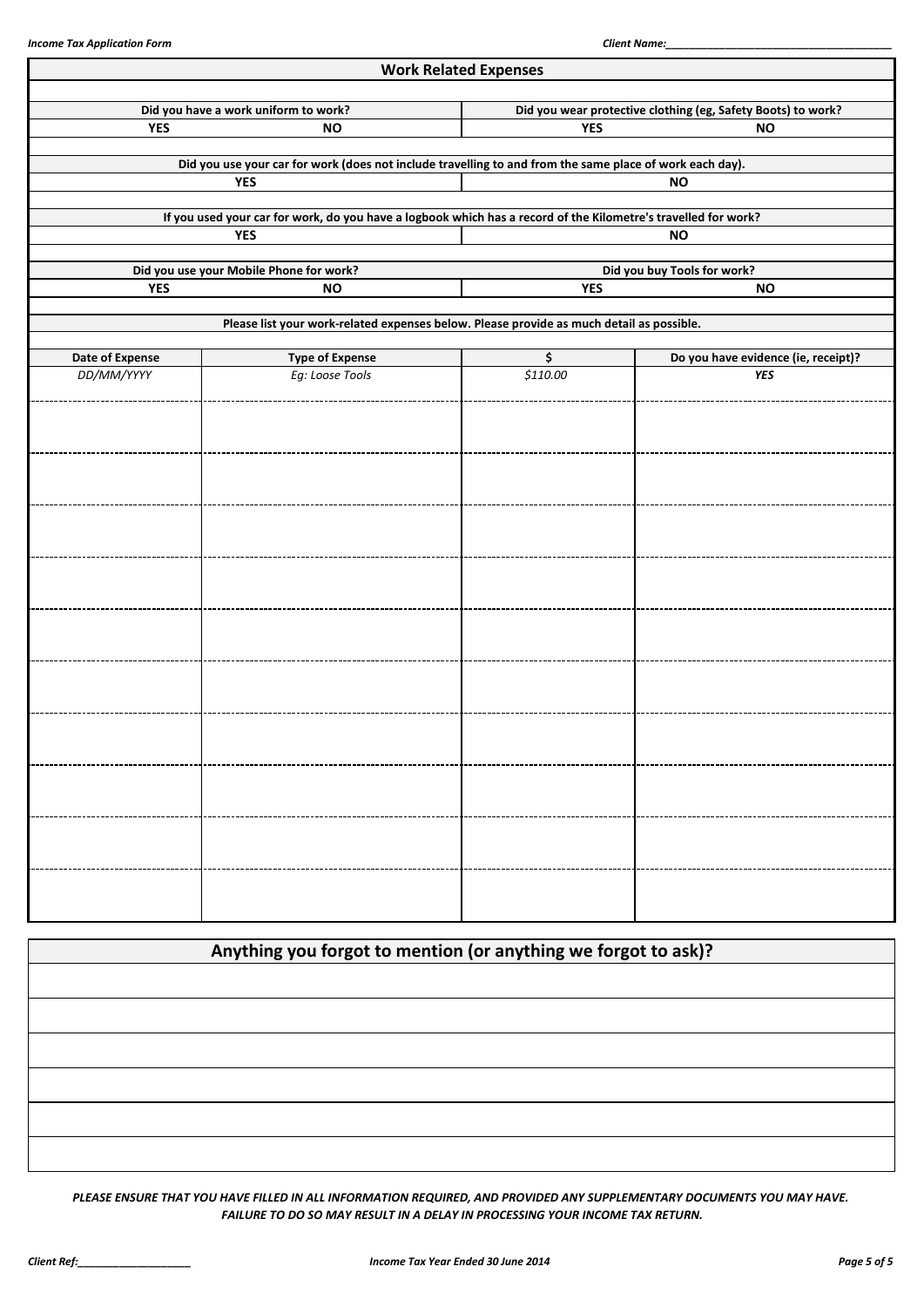## Work Related Expenses

| Did you have a work uniform to work? | | Did you wear protective clothing (eg, Safety Boots) to work? | |
|---|---|---|---|
| YES | NO | YES | NO |

| Did you use your car for work (does not include travelling to and from the same place of work each day). | |
|---|---|
| YES | NO |

| If you used your car for work, do you have a logbook which has a record of the Kilometre's travelled for work? | |
|---|---|
| YES | NO |

| Did you use your Mobile Phone for work? | | Did you buy Tools for work? | |
|---|---|---|---|
| YES | NO | YES | NO |

Please list your work-related expenses below. Please provide as much detail as possible.

| Date of Expense | Type of Expense | $ | Do you have evidence (ie, receipt)? |
|---|---|---|---|
| *DD/MM/YYYY* | *Eg: Loose Tools* | *$110.00* | ***YES*** |
| | | | |
| | | | |
| | | | |
| | | | |
| | | | |
| | | | |
| | | | |
| | | | |
| | | | |
| | | | |

## Anything you forgot to mention (or anything we forgot to ask)?

| |
|---|
| |
| |
| |
| |
| |
| |

***PLEASE ENSURE THAT YOU HAVE FILLED IN ALL INFORMATION REQUIRED, AND PROVIDED ANY SUPPLEMENTARY DOCUMENTS YOU MAY HAVE. FAILURE TO DO SO MAY RESULT IN A DELAY IN PROCESSING YOUR INCOME TAX RETURN.***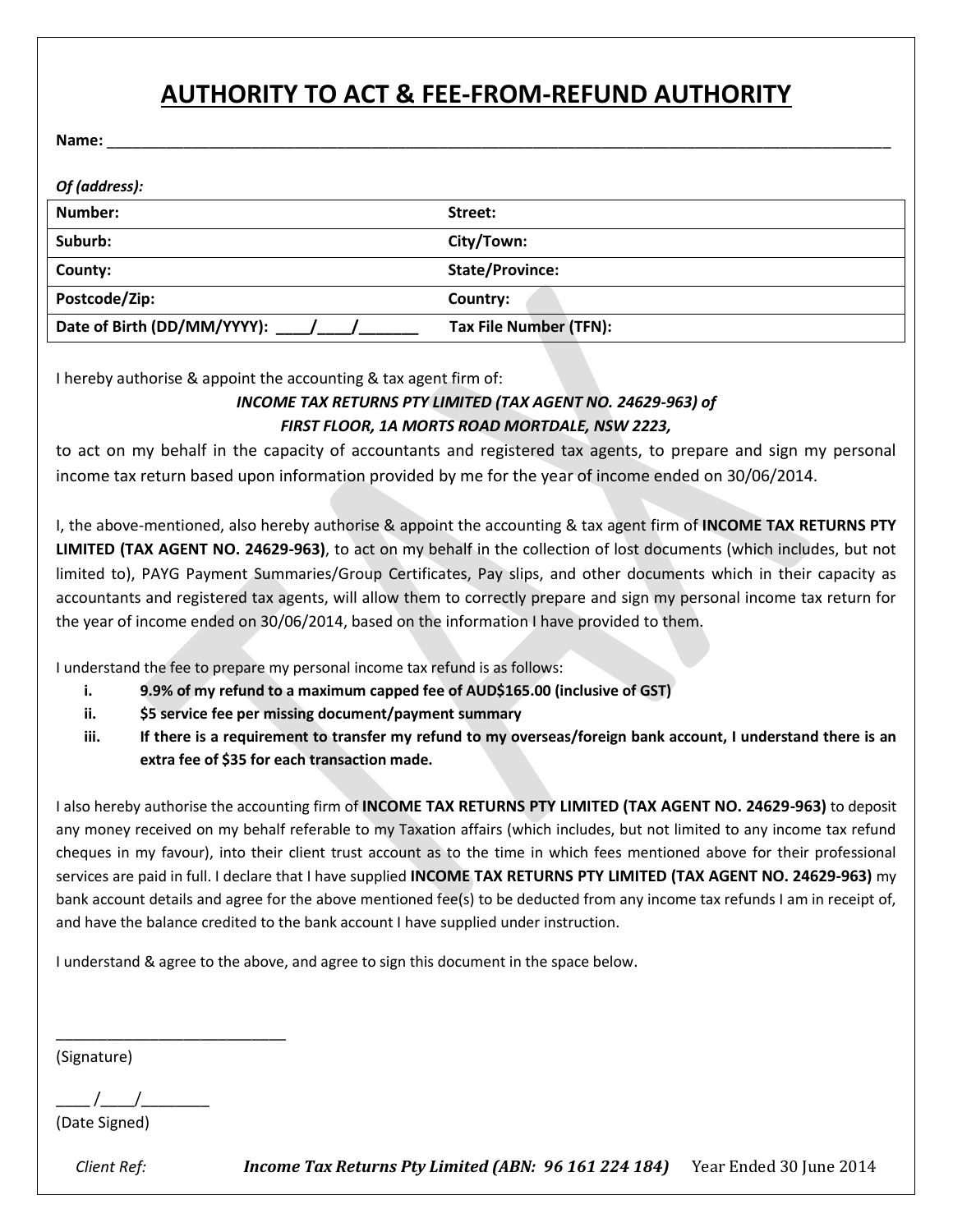# AUTHORITY TO ACT & FEE-FROM-REFUND AUTHORITY

**Name:** ____________________________________________________________________________________________

***Of (address):***

| **Number:** | **Street:** |
|---|---|
| **Suburb:** | **City/Town:** |
| **County:** | **State/Province:** |
| **Postcode/Zip:** | **Country:** |
| **Date of Birth (DD/MM/YYYY): \_\_\_\_/\_\_\_\_/\_\_\_\_\_\_\_** | **Tax File Number (TFN):** |

I hereby authorise & appoint the accounting & tax agent firm of:

***INCOME TAX RETURNS PTY LIMITED (TAX AGENT NO. 24629-963) of***
***FIRST FLOOR, 1A MORTS ROAD MORTDALE, NSW 2223,***

to act on my behalf in the capacity of accountants and registered tax agents, to prepare and sign my personal income tax return based upon information provided by me for the year of income ended on 30/06/2014.

I, the above-mentioned, also hereby authorise & appoint the accounting & tax agent firm of **INCOME TAX RETURNS PTY LIMITED (TAX AGENT NO. 24629-963)**, to act on my behalf in the collection of lost documents (which includes, but not limited to), PAYG Payment Summaries/Group Certificates, Pay slips, and other documents which in their capacity as accountants and registered tax agents, will allow them to correctly prepare and sign my personal income tax return for the year of income ended on 30/06/2014, based on the information I have provided to them.

I understand the fee to prepare my personal income tax refund is as follows:

i. **9.9% of my refund to a maximum capped fee of AUD$165.00 (inclusive of GST)**
ii. **$5 service fee per missing document/payment summary**
iii. **If there is a requirement to transfer my refund to my overseas/foreign bank account, I understand there is an extra fee of $35 for each transaction made.**

I also hereby authorise the accounting firm of **INCOME TAX RETURNS PTY LIMITED (TAX AGENT NO. 24629-963)** to deposit any money received on my behalf referable to my Taxation affairs (which includes, but not limited to any income tax refund cheques in my favour), into their client trust account as to the time in which fees mentioned above for their professional services are paid in full. I declare that I have supplied **INCOME TAX RETURNS PTY LIMITED (TAX AGENT NO. 24629-963)** my bank account details and agree for the above mentioned fee(s) to be deducted from any income tax refunds I am in receipt of, and have the balance credited to the bank account I have supplied under instruction.

I understand & agree to the above, and agree to sign this document in the space below.

___________________________
(Signature)

\_\_\_\_ /\_\_\_\_/\_\_\_\_\_\_\_\_
(Date Signed)

*Client Ref:* ***Income Tax Returns Pty Limited (ABN: 96 161 224 184)*** Year Ended 30 June 2014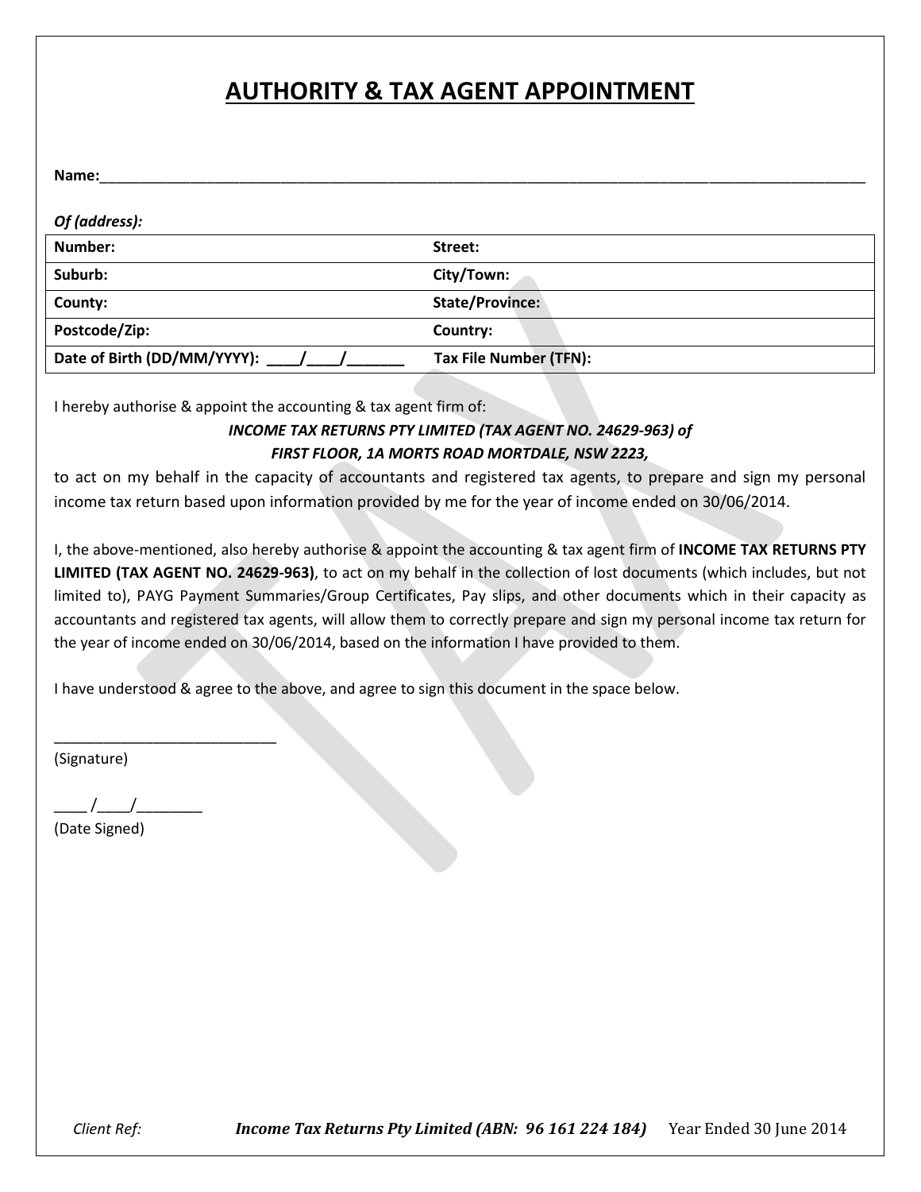# AUTHORITY & TAX AGENT APPOINTMENT

**Name:**___________________________________________________________________________________________

***Of (address):***

| | |
|---|---|
| **Number:** | **Street:** |
| **Suburb:** | **City/Town:** |
| **County:** | **State/Province:** |
| **Postcode/Zip:** | **Country:** |
| **Date of Birth (DD/MM/YYYY): ____/____/_______** | **Tax File Number (TFN):** |

I hereby authorise & appoint the accounting & tax agent firm of:

***INCOME TAX RETURNS PTY LIMITED (TAX AGENT NO. 24629-963) of***
***FIRST FLOOR, 1A MORTS ROAD MORTDALE, NSW 2223,***

to act on my behalf in the capacity of accountants and registered tax agents, to prepare and sign my personal income tax return based upon information provided by me for the year of income ended on 30/06/2014.

I, the above-mentioned, also hereby authorise & appoint the accounting & tax agent firm of **INCOME TAX RETURNS PTY LIMITED (TAX AGENT NO. 24629-963)**, to act on my behalf in the collection of lost documents (which includes, but not limited to), PAYG Payment Summaries/Group Certificates, Pay slips, and other documents which in their capacity as accountants and registered tax agents, will allow them to correctly prepare and sign my personal income tax return for the year of income ended on 30/06/2014, based on the information I have provided to them.

I have understood & agree to the above, and agree to sign this document in the space below.

___________________________
(Signature)

____ /____/________
(Date Signed)

*Client Ref:* ***Income Tax Returns Pty Limited (ABN: 96 161 224 184)*** Year Ended 30 June 2014